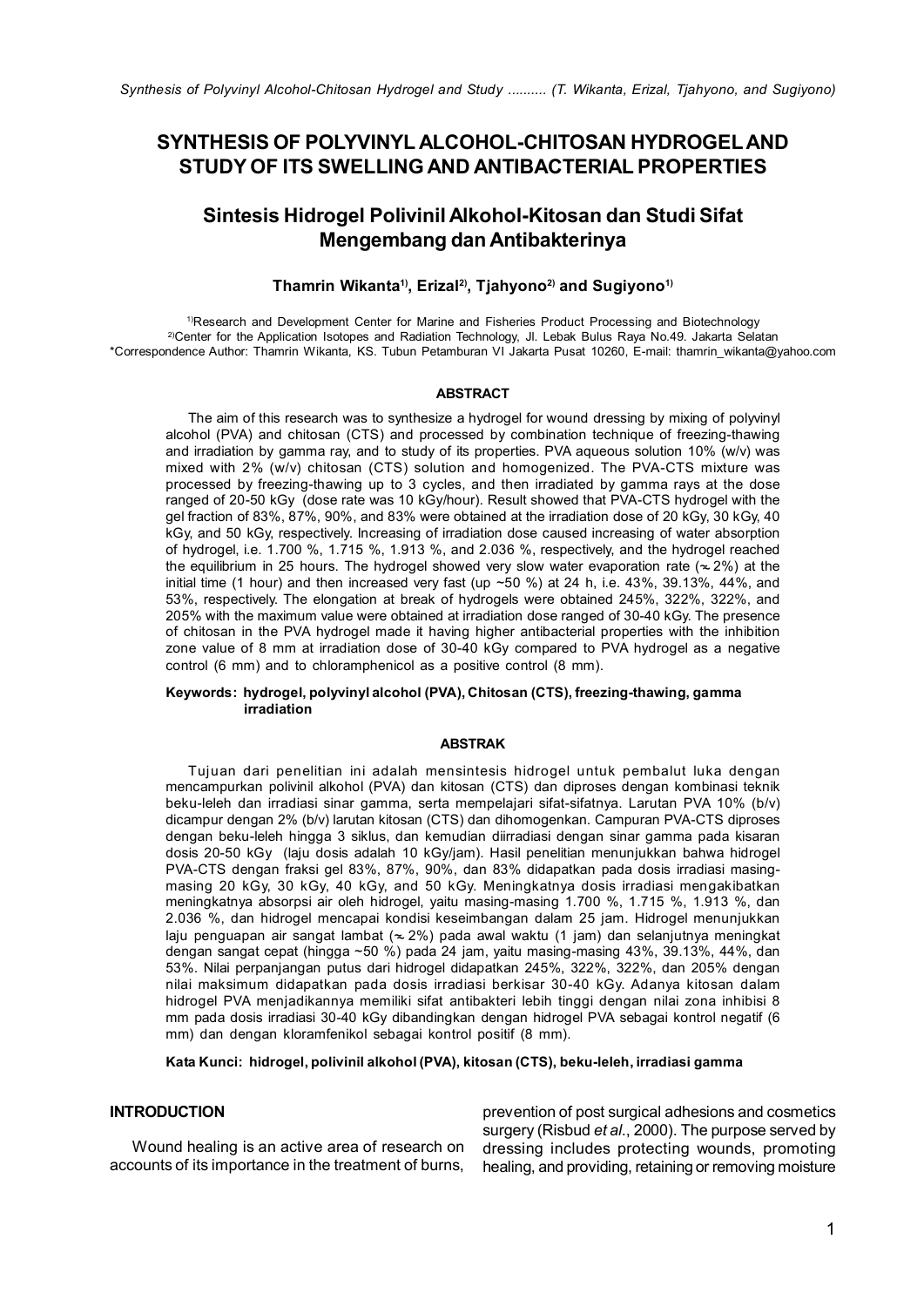# SYNTHESIS OF POLYVINYL ALCOHOL-CHITOSAN HYDROGEL AND STUDY OF ITS SWELLING AND ANTIBACTERIAL PROPERTIES

## Sintesis Hidrogel Polivinil Alkohol-Kitosan dan Studi Sifat Mengembang dan Antibakterinya

**Thamrin Wikanta[1)], Erizal[2)], Tjahyono[2)] and Sugiyono[1)]**

[1)]Research and Development Center for Marine and Fisheries Product Processing and Biotechnology
[2)]Center for the Application Isotopes and Radiation Technology, Jl. Lebak Bulus Raya No.49. Jakarta Selatan
*Correspondence Author: Thamrin Wikanta, KS. Tubun Petamburan VI Jakarta Pusat 10260, E-mail: thamrin_wikanta@yahoo.com

### ABSTRACT

The aim of this research was to synthesize a hydrogel for wound dressing by mixing of polyvinyl alcohol (PVA) and chitosan (CTS) and processed by combination technique of freezing-thawing and irradiation by gamma ray, and to study of its properties. PVA aqueous solution 10% (w/v) was mixed with 2% (w/v) chitosan (CTS) solution and homogenized. The PVA-CTS mixture was processed by freezing-thawing up to 3 cycles, and then irradiated by gamma rays at the dose ranged of 20-50 kGy (dose rate was 10 kGy/hour). Result showed that PVA-CTS hydrogel with the gel fraction of 83%, 87%, 90%, and 83% were obtained at the irradiation dose of 20 kGy, 30 kGy, 40 kGy, and 50 kGy, respectively. Increasing of irradiation dose caused increasing of water absorption of hydrogel, i.e. 1.700 %, 1.715 %, 1.913 %, and 2.036 %, respectively, and the hydrogel reached the equilibrium in 25 hours. The hydrogel showed very slow water evaporation rate (~ 2%) at the initial time (1 hour) and then increased very fast (up ~50 %) at 24 h, i.e. 43%, 39.13%, 44%, and 53%, respectively. The elongation at break of hydrogels were obtained 245%, 322%, 322%, and 205% with the maximum value were obtained at irradiation dose ranged of 30-40 kGy. The presence of chitosan in the PVA hydrogel made it having higher antibacterial properties with the inhibition zone value of 8 mm at irradiation dose of 30-40 kGy compared to PVA hydrogel as a negative control (6 mm) and to chloramphenicol as a positive control (8 mm).

**Keywords: hydrogel, polyvinyl alcohol (PVA), Chitosan (CTS), freezing-thawing, gamma irradiation**

### ABSTRAK

Tujuan dari penelitian ini adalah mensintesis hidrogel untuk pembalut luka dengan mencampurkan polivinil alkohol (PVA) dan kitosan (CTS) dan diproses dengan kombinasi teknik beku-leleh dan irradiasi sinar gamma, serta mempelajari sifat-sifatnya. Larutan PVA 10% (b/v) dicampur dengan 2% (b/v) larutan kitosan (CTS) dan dihomogenkan. Campuran PVA-CTS diproses dengan beku-leleh hingga 3 siklus, dan kemudian diirradiasi dengan sinar gamma pada kisaran dosis 20-50 kGy (laju dosis adalah 10 kGy/jam). Hasil penelitian menunjukkan bahwa hidrogel PVA-CTS dengan fraksi gel 83%, 87%, 90%, dan 83% didapatkan pada dosis irradiasi masing-masing 20 kGy, 30 kGy, 40 kGy, and 50 kGy. Meningkatnya dosis irradiasi mengakibatkan meningkatnya absorpsi air oleh hidrogel, yaitu masing-masing 1.700 %, 1.715 %, 1.913 %, dan 2.036 %, dan hidrogel mencapai kondisi keseimbangan dalam 25 jam. Hidrogel menunjukkan laju penguapan air sangat lambat (~ 2%) pada awal waktu (1 jam) dan selanjutnya meningkat dengan sangat cepat (hingga ~50 %) pada 24 jam, yaitu masing-masing 43%, 39.13%, 44%, dan 53%. Nilai perpanjangan putus dari hidrogel didapatkan 245%, 322%, 322%, dan 205% dengan nilai maksimum didapatkan pada dosis irradiasi berkisar 30-40 kGy. Adanya kitosan dalam hidrogel PVA menjadikannya memiliki sifat antibakteri lebih tinggi dengan nilai zona inhibisi 8 mm pada dosis irradiasi 30-40 kGy dibandingkan dengan hidrogel PVA sebagai kontrol negatif (6 mm) dan dengan kloramfenikol sebagai kontrol positif (8 mm).

**Kata Kunci: hidrogel, polivinil alkohol (PVA), kitosan (CTS), beku-leleh, irradiasi gamma**

## INTRODUCTION

Wound healing is an active area of research on accounts of its importance in the treatment of burns, prevention of post surgical adhesions and cosmetics surgery (Risbud *et al.*, 2000). The purpose served by dressing includes protecting wounds, promoting healing, and providing, retaining or removing moisture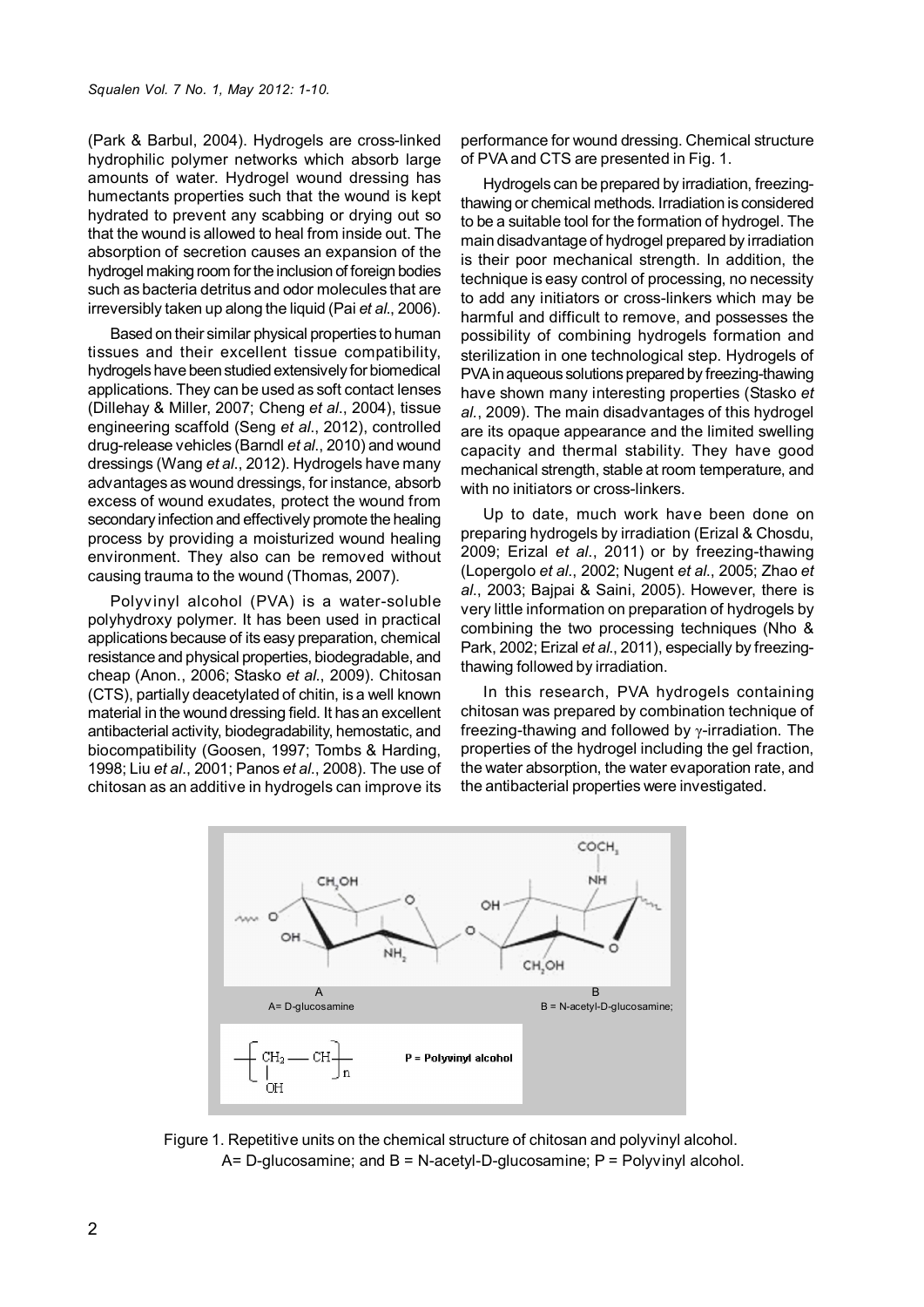(Park & Barbul, 2004). Hydrogels are cross-linked hydrophilic polymer networks which absorb large amounts of water. Hydrogel wound dressing has humectants properties such that the wound is kept hydrated to prevent any scabbing or drying out so that the wound is allowed to heal from inside out. The absorption of secretion causes an expansion of the hydrogel making room for the inclusion of foreign bodies such as bacteria detritus and odor molecules that are irreversibly taken up along the liquid (Pai *et al*., 2006).

Based on their similar physical properties to human tissues and their excellent tissue compatibility, hydrogels have been studied extensively for biomedical applications. They can be used as soft contact lenses (Dillehay & Miller, 2007; Cheng *et al*., 2004), tissue engineering scaffold (Seng *et al*., 2012), controlled drug-release vehicles (Barndl *et al*., 2010) and wound dressings (Wang *et al*., 2012). Hydrogels have many advantages as wound dressings, for instance, absorb excess of wound exudates, protect the wound from secondary infection and effectively promote the healing process by providing a moisturized wound healing environment. They also can be removed without causing trauma to the wound (Thomas, 2007).

Polyvinyl alcohol (PVA) is a water-soluble polyhydroxy polymer. It has been used in practical applications because of its easy preparation, chemical resistance and physical properties, biodegradable, and cheap (Anon., 2006; Stasko *et al*., 2009). Chitosan (CTS), partially deacetylated of chitin, is a well known material in the wound dressing field. It has an excellent antibacterial activity, biodegradability, hemostatic, and biocompatibility (Goosen, 1997; Tombs & Harding, 1998; Liu *et al*., 2001; Panos *et al*., 2008). The use of chitosan as an additive in hydrogels can improve its performance for wound dressing. Chemical structure of PVA and CTS are presented in Fig. 1.

Hydrogels can be prepared by irradiation, freezing-thawing or chemical methods. Irradiation is considered to be a suitable tool for the formation of hydrogel. The main disadvantage of hydrogel prepared by irradiation is their poor mechanical strength. In addition, the technique is easy control of processing, no necessity to add any initiators or cross-linkers which may be harmful and difficult to remove, and possesses the possibility of combining hydrogels formation and sterilization in one technological step. Hydrogels of PVA in aqueous solutions prepared by freezing-thawing have shown many interesting properties (Stasko *et al*., 2009). The main disadvantages of this hydrogel are its opaque appearance and the limited swelling capacity and thermal stability. They have good mechanical strength, stable at room temperature, and with no initiators or cross-linkers.

Up to date, much work have been done on preparing hydrogels by irradiation (Erizal & Chosdu, 2009; Erizal *et al*., 2011) or by freezing-thawing (Lopergolo *et al*., 2002; Nugent *et al*., 2005; Zhao *et al*., 2003; Bajpai & Saini, 2005). However, there is very little information on preparation of hydrogels by combining the two processing techniques (Nho & Park, 2002; Erizal *et al*., 2011), especially by freezing-thawing followed by irradiation.

In this research, PVA hydrogels containing chitosan was prepared by combination technique of freezing-thawing and followed by $\gamma$-irradiation. The properties of the hydrogel including the gel fraction, the water absorption, the water evaporation rate, and the antibacterial properties were investigated.

Figure 1. Repetitive units on the chemical structure of chitosan and polyvinyl alcohol. A= D-glucosamine; and B = N-acetyl-D-glucosamine; P = Polyvinyl alcohol.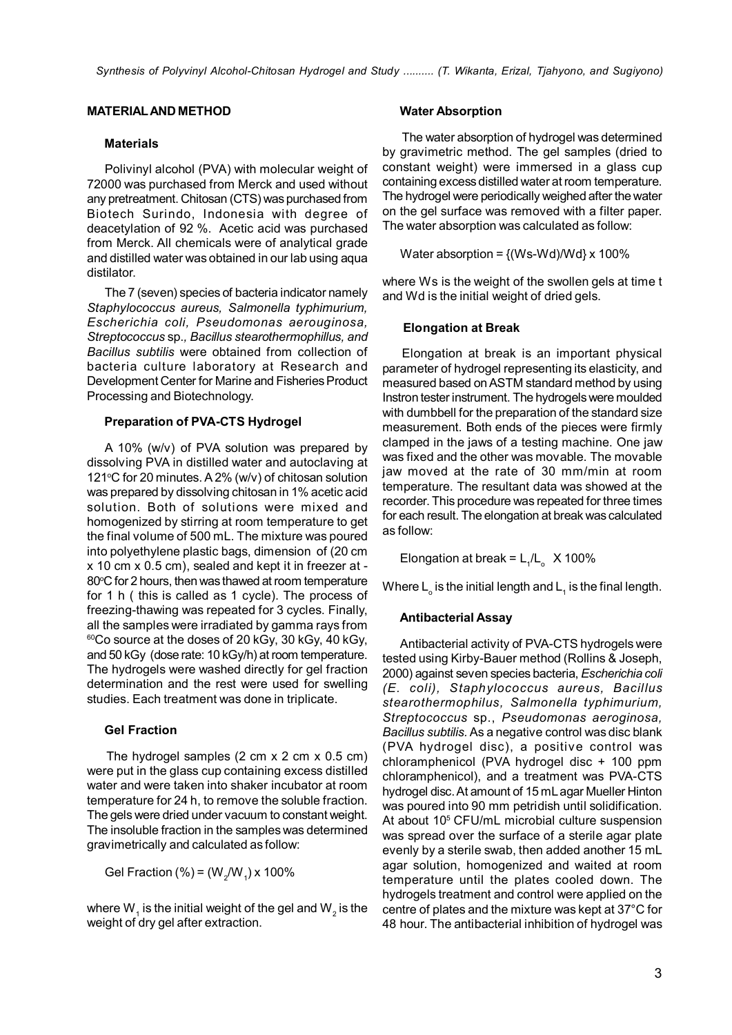## MATERIAL AND METHOD

### Materials

Polivinyl alcohol (PVA) with molecular weight of 72000 was purchased from Merck and used without any pretreatment. Chitosan (CTS) was purchased from Biotech Surindo, Indonesia with degree of deacetylation of 92 %. Acetic acid was purchased from Merck. All chemicals were of analytical grade and distilled water was obtained in our lab using aqua distilator.

The 7 (seven) species of bacteria indicator namely *Staphylococcus aureus, Salmonella typhimurium, Escherichia coli, Pseudomonas aerouginosa, Streptococcus* sp., *Bacillus stearothermophillus, and Bacillus subtilis* were obtained from collection of bacteria culture laboratory at Research and Development Center for Marine and Fisheries Product Processing and Biotechnology.

### Preparation of PVA-CTS Hydrogel

A 10% (w/v) of PVA solution was prepared by dissolving PVA in distilled water and autoclaving at 121°C for 20 minutes. A 2% (w/v) of chitosan solution was prepared by dissolving chitosan in 1% acetic acid solution. Both of solutions were mixed and homogenized by stirring at room temperature to get the final volume of 500 mL. The mixture was poured into polyethylene plastic bags, dimension of (20 cm x 10 cm x 0.5 cm), sealed and kept it in freezer at -80°C for 2 hours, then was thawed at room temperature for 1 h ( this is called as 1 cycle). The process of freezing-thawing was repeated for 3 cycles. Finally, all the samples were irradiated by gamma rays from $^{60}Co$ source at the doses of 20 kGy, 30 kGy, 40 kGy, and 50 kGy (dose rate: 10 kGy/h) at room temperature. The hydrogels were washed directly for gel fraction determination and the rest were used for swelling studies. Each treatment was done in triplicate.

### Gel Fraction

The hydrogel samples (2 cm x 2 cm x 0.5 cm) were put in the glass cup containing excess distilled water and were taken into shaker incubator at room temperature for 24 h, to remove the soluble fraction. The gels were dried under vacuum to constant weight. The insoluble fraction in the samples was determined gravimetrically and calculated as follow:

$$\text{Gel Fraction (\%)} = (W_2/W_1) \times 100\%$$

where $W_1$ is the initial weight of the gel and $W_2$ is the weight of dry gel after extraction.

### Water Absorption

The water absorption of hydrogel was determined by gravimetric method. The gel samples (dried to constant weight) were immersed in a glass cup containing excess distilled water at room temperature. The hydrogel were periodically weighed after the water on the gel surface was removed with a filter paper. The water absorption was calculated as follow:

$$\text{Water absorption} = \{(Ws-Wd)/Wd\} \times 100\%$$

where Ws is the weight of the swollen gels at time t and Wd is the initial weight of dried gels.

### Elongation at Break

Elongation at break is an important physical parameter of hydrogel representing its elasticity, and measured based on ASTM standard method by using Instron tester instrument. The hydrogels were moulded with dumbbell for the preparation of the standard size measurement. Both ends of the pieces were firmly clamped in the jaws of a testing machine. One jaw was fixed and the other was movable. The movable jaw moved at the rate of 30 mm/min at room temperature. The resultant data was showed at the recorder. This procedure was repeated for three times for each result. The elongation at break was calculated as follow:

$$\text{Elongation at break} = L_1/L_o \times 100\%$$

Where $L_o$ is the initial length and $L_1$ is the final length.

### Antibacterial Assay

Antibacterial activity of PVA-CTS hydrogels were tested using Kirby-Bauer method (Rollins & Joseph, 2000) against seven species bacteria, *Escherichia coli (E. coli), Staphylococcus aureus, Bacillus stearothermophilus, Salmonella typhimurium, Streptococcus* sp., *Pseudomonas aeroginosa, Bacillus subtilis*. As a negative control was disc blank (PVA hydrogel disc), a positive control was chloramphenicol (PVA hydrogel disc + 100 ppm chloramphenicol), and a treatment was PVA-CTS hydrogel disc. At amount of 15 mL agar Mueller Hinton was poured into 90 mm petridish until solidification. At about $10^5$ CFU/mL microbial culture suspension was spread over the surface of a sterile agar plate evenly by a sterile swab, then added another 15 mL agar solution, homogenized and waited at room temperature until the plates cooled down. The hydrogels treatment and control were applied on the centre of plates and the mixture was kept at 37°C for 48 hour. The antibacterial inhibition of hydrogel was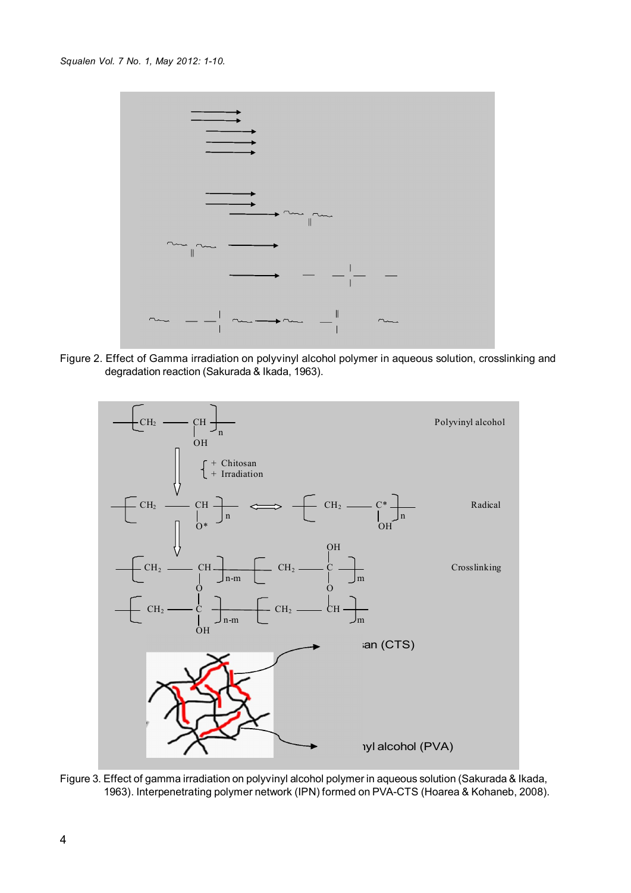Figure 2. Effect of Gamma irradiation on polyvinyl alcohol polymer in aqueous solution, crosslinking and degradation reaction (Sakurada & Ikada, 1963).

Figure 3. Effect of gamma irradiation on polyvinyl alcohol polymer in aqueous solution (Sakurada & Ikada, 1963). Interpenetrating polymer network (IPN) formed on PVA-CTS (Hoarea & Kohaneb, 2008).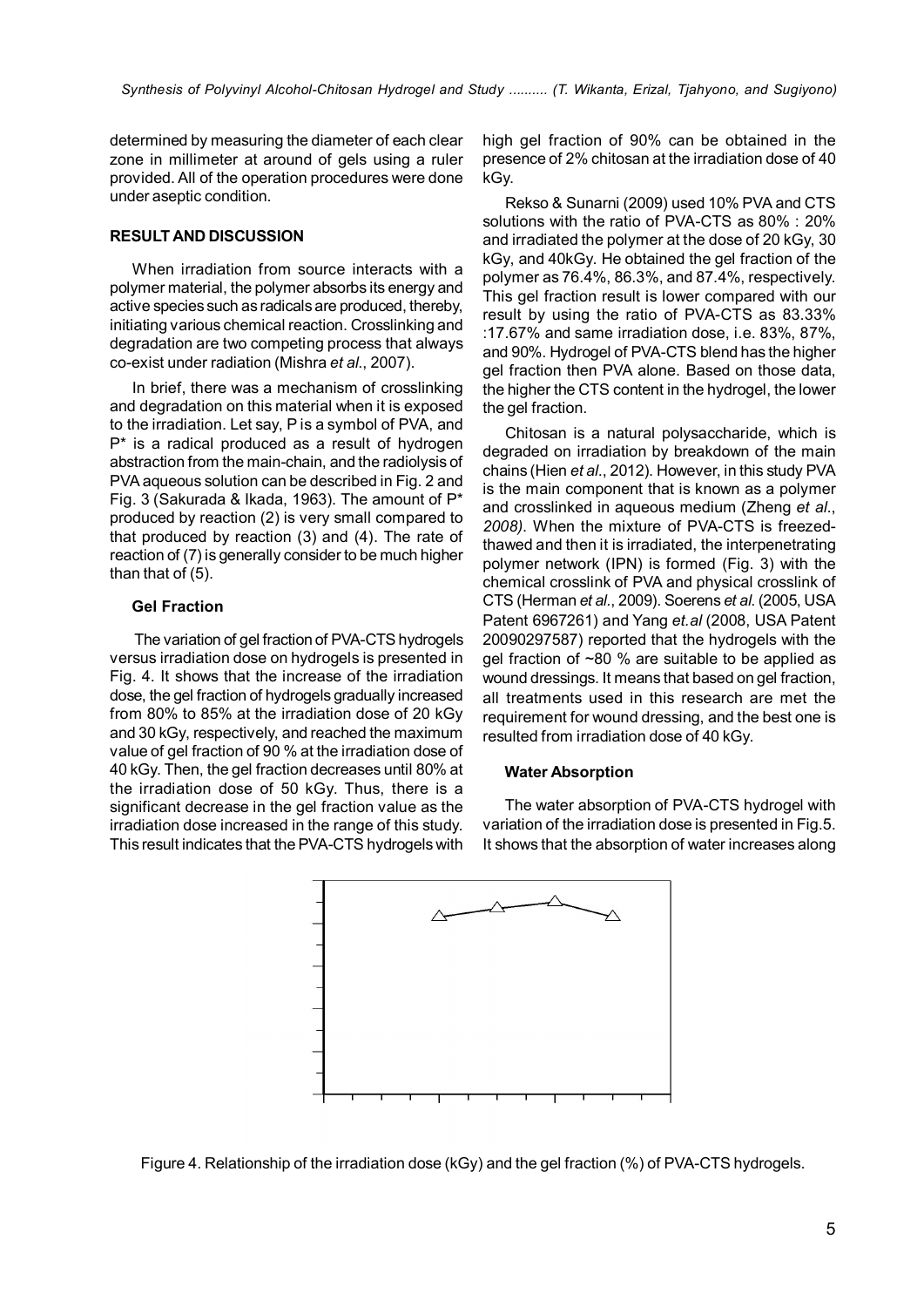determined by measuring the diameter of each clear zone in millimeter at around of gels using a ruler provided. All of the operation procedures were done under aseptic condition.

## RESULT AND DISCUSSION

When irradiation from source interacts with a polymer material, the polymer absorbs its energy and active species such as radicals are produced, thereby, initiating various chemical reaction. Crosslinking and degradation are two competing process that always co-exist under radiation (Mishra *et al.*, 2007).

In brief, there was a mechanism of crosslinking and degradation on this material when it is exposed to the irradiation. Let say, P is a symbol of PVA, and P* is a radical produced as a result of hydrogen abstraction from the main-chain, and the radiolysis of PVA aqueous solution can be described in Fig. 2 and Fig. 3 (Sakurada & Ikada, 1963). The amount of P* produced by reaction (2) is very small compared to that produced by reaction (3) and (4). The rate of reaction of (7) is generally consider to be much higher than that of (5).

### Gel Fraction

The variation of gel fraction of PVA-CTS hydrogels versus irradiation dose on hydrogels is presented in Fig. 4. It shows that the increase of the irradiation dose, the gel fraction of hydrogels gradually increased from 80% to 85% at the irradiation dose of 20 kGy and 30 kGy, respectively, and reached the maximum value of gel fraction of 90 % at the irradiation dose of 40 kGy. Then, the gel fraction decreases until 80% at the irradiation dose of 50 kGy. Thus, there is a significant decrease in the gel fraction value as the irradiation dose increased in the range of this study. This result indicates that the PVA-CTS hydrogels with high gel fraction of 90% can be obtained in the presence of 2% chitosan at the irradiation dose of 40 kGy.

Rekso & Sunarni (2009) used 10% PVA and CTS solutions with the ratio of PVA-CTS as 80% : 20% and irradiated the polymer at the dose of 20 kGy, 30 kGy, and 40kGy. He obtained the gel fraction of the polymer as 76.4%, 86.3%, and 87.4%, respectively. This gel fraction result is lower compared with our result by using the ratio of PVA-CTS as 83.33% :17.67% and same irradiation dose, i.e. 83%, 87%, and 90%. Hydrogel of PVA-CTS blend has the higher gel fraction then PVA alone. Based on those data, the higher the CTS content in the hydrogel, the lower the gel fraction.

Chitosan is a natural polysaccharide, which is degraded on irradiation by breakdown of the main chains (Hien *et al.*, 2012). However, in this study PVA is the main component that is known as a polymer and crosslinked in aqueous medium (Zheng *et al.*, *2008)*. When the mixture of PVA-CTS is freezed-thawed and then it is irradiated, the interpenetrating polymer network (IPN) is formed (Fig. 3) with the chemical crosslink of PVA and physical crosslink of CTS (Herman *et al.*, 2009). Soerens *et al.* (2005, USA Patent 6967261) and Yang *et.al* (2008, USA Patent 20090297587) reported that the hydrogels with the gel fraction of ~80 % are suitable to be applied as wound dressings. It means that based on gel fraction, all treatments used in this research are met the requirement for wound dressing, and the best one is resulted from irradiation dose of 40 kGy.

### Water Absorption

The water absorption of PVA-CTS hydrogel with variation of the irradiation dose is presented in Fig.5. It shows that the absorption of water increases along

Figure 4. Relationship of the irradiation dose (kGy) and the gel fraction (%) of PVA-CTS hydrogels.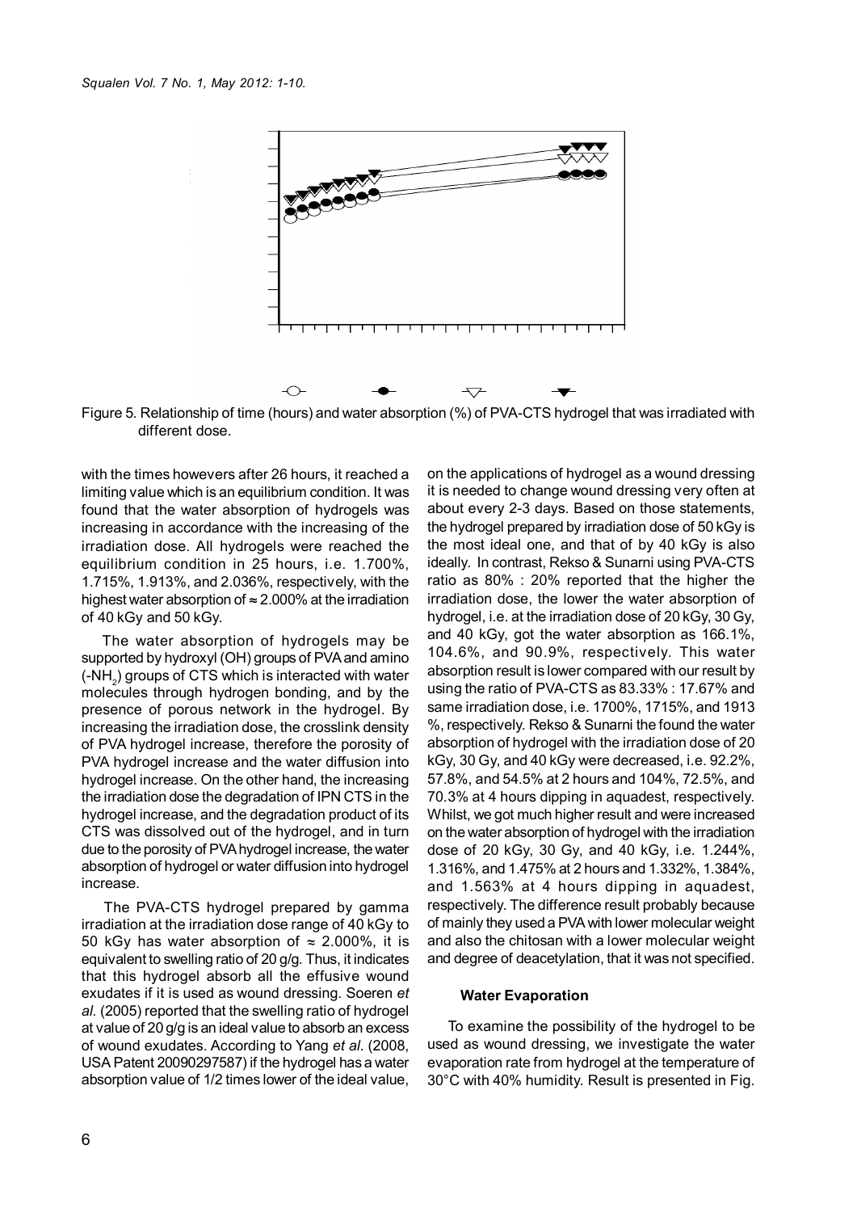Figure 5. Relationship of time (hours) and water absorption (%) of PVA-CTS hydrogel that was irradiated with different dose.

with the times howevers after 26 hours, it reached a limiting value which is an equilibrium condition. It was found that the water absorption of hydrogels was increasing in accordance with the increasing of the irradiation dose. All hydrogels were reached the equilibrium condition in 25 hours, i.e. 1.700%, 1.715%, 1.913%, and 2.036%, respectively, with the highest water absorption of ≈ 2.000% at the irradiation of 40 kGy and 50 kGy.

The water absorption of hydrogels may be supported by hydroxyl (OH) groups of PVA and amino ($-NH_2$) groups of CTS which is interacted with water molecules through hydrogen bonding, and by the presence of porous network in the hydrogel. By increasing the irradiation dose, the crosslink density of PVA hydrogel increase, therefore the porosity of PVA hydrogel increase and the water diffusion into hydrogel increase. On the other hand, the increasing the irradiation dose the degradation of IPN CTS in the hydrogel increase, and the degradation product of its CTS was dissolved out of the hydrogel, and in turn due to the porosity of PVA hydrogel increase, the water absorption of hydrogel or water diffusion into hydrogel increase.

The PVA-CTS hydrogel prepared by gamma irradiation at the irradiation dose range of 40 kGy to 50 kGy has water absorption of ≈ 2.000%, it is equivalent to swelling ratio of 20 g/g. Thus, it indicates that this hydrogel absorb all the effusive wound exudates if it is used as wound dressing. Soeren *et al.* (2005) reported that the swelling ratio of hydrogel at value of 20 g/g is an ideal value to absorb an excess of wound exudates. According to Yang *et al.* (2008, USA Patent 20090297587) if the hydrogel has a water absorption value of 1/2 times lower of the ideal value, on the applications of hydrogel as a wound dressing it is needed to change wound dressing very often at about every 2-3 days. Based on those statements, the hydrogel prepared by irradiation dose of 50 kGy is the most ideal one, and that of by 40 kGy is also ideally. In contrast, Rekso & Sunarni using PVA-CTS ratio as 80% : 20% reported that the higher the irradiation dose, the lower the water absorption of hydrogel, i.e. at the irradiation dose of 20 kGy, 30 Gy, and 40 kGy, got the water absorption as 166.1%, 104.6%, and 90.9%, respectively. This water absorption result is lower compared with our result by using the ratio of PVA-CTS as 83.33% : 17.67% and same irradiation dose, i.e. 1700%, 1715%, and 1913 %, respectively. Rekso & Sunarni the found the water absorption of hydrogel with the irradiation dose of 20 kGy, 30 Gy, and 40 kGy were decreased, i.e. 92.2%, 57.8%, and 54.5% at 2 hours and 104%, 72.5%, and 70.3% at 4 hours dipping in aquadest, respectively. Whilst, we got much higher result and were increased on the water absorption of hydrogel with the irradiation dose of 20 kGy, 30 Gy, and 40 kGy, i.e. 1.244%, 1.316%, and 1.475% at 2 hours and 1.332%, 1.384%, and 1.563% at 4 hours dipping in aquadest, respectively. The difference result probably because of mainly they used a PVA with lower molecular weight and also the chitosan with a lower molecular weight and degree of deacetylation, that it was not specified.

### Water Evaporation

To examine the possibility of the hydrogel to be used as wound dressing, we investigate the water evaporation rate from hydrogel at the temperature of 30°C with 40% humidity. Result is presented in Fig.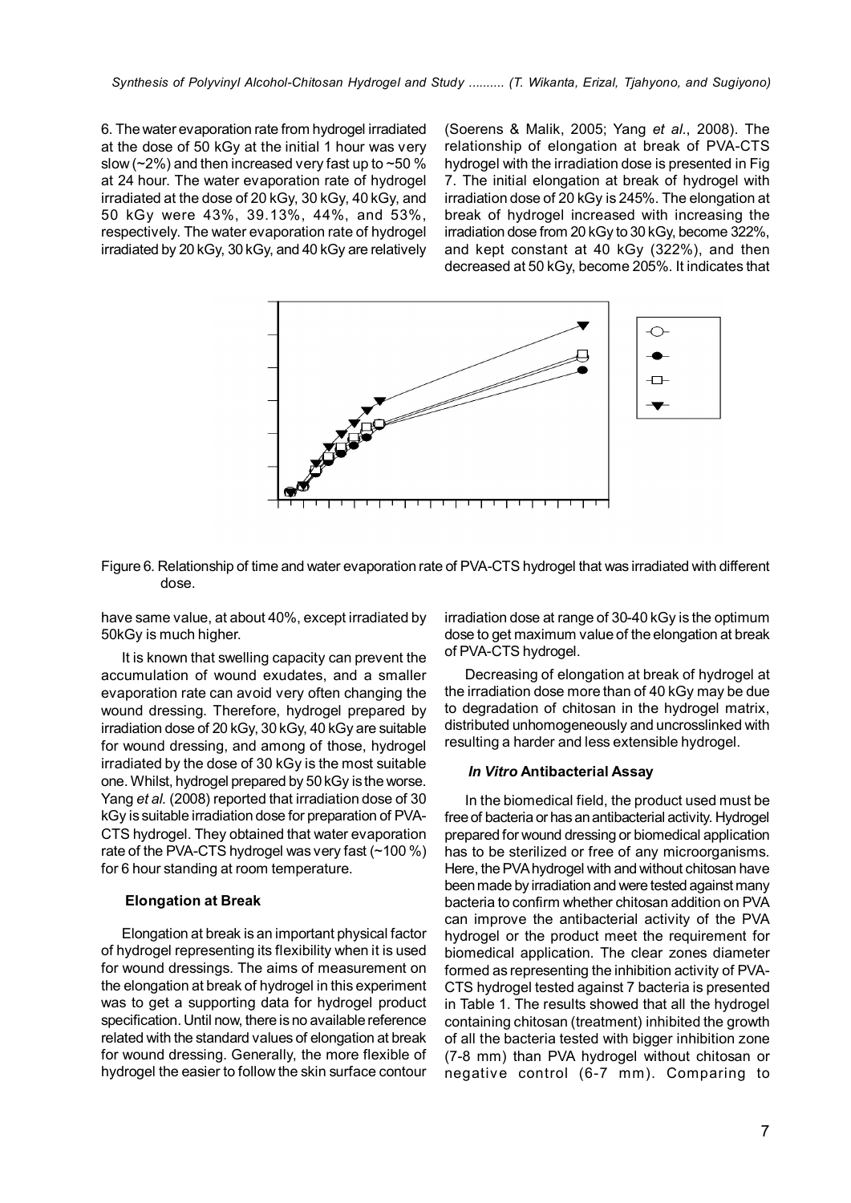6. The water evaporation rate from hydrogel irradiated at the dose of 50 kGy at the initial 1 hour was very slow (~2%) and then increased very fast up to ~50 % at 24 hour. The water evaporation rate of hydrogel irradiated at the dose of 20 kGy, 30 kGy, 40 kGy, and 50 kGy were 43%, 39.13%, 44%, and 53%, respectively. The water evaporation rate of hydrogel irradiated by 20 kGy, 30 kGy, and 40 kGy are relatively have same value, at about 40%, except irradiated by 50kGy is much higher.

It is known that swelling capacity can prevent the accumulation of wound exudates, and a smaller evaporation rate can avoid very often changing the wound dressing. Therefore, hydrogel prepared by irradiation dose of 20 kGy, 30 kGy, 40 kGy are suitable for wound dressing, and among of those, hydrogel irradiated by the dose of 30 kGy is the most suitable one. Whilst, hydrogel prepared by 50 kGy is the worse. Yang *et al.* (2008) reported that irradiation dose of 30 kGy is suitable irradiation dose for preparation of PVA-CTS hydrogel. They obtained that water evaporation rate of the PVA-CTS hydrogel was very fast (~100 %) for 6 hour standing at room temperature.

Figure 6. Relationship of time and water evaporation rate of PVA-CTS hydrogel that was irradiated with different dose.

### Elongation at Break

Elongation at break is an important physical factor of hydrogel representing its flexibility when it is used for wound dressings. The aims of measurement on the elongation at break of hydrogel in this experiment was to get a supporting data for hydrogel product specification. Until now, there is no available reference related with the standard values of elongation at break for wound dressing. Generally, the more flexible of hydrogel the easier to follow the skin surface contour (Soerens & Malik, 2005; Yang *et al*., 2008). The relationship of elongation at break of PVA-CTS hydrogel with the irradiation dose is presented in Fig 7. The initial elongation at break of hydrogel with irradiation dose of 20 kGy is 245%. The elongation at break of hydrogel increased with increasing the irradiation dose from 20 kGy to 30 kGy, become 322%, and kept constant at 40 kGy (322%), and then decreased at 50 kGy, become 205%. It indicates that irradiation dose at range of 30-40 kGy is the optimum dose to get maximum value of the elongation at break of PVA-CTS hydrogel.

Decreasing of elongation at break of hydrogel at the irradiation dose more than of 40 kGy may be due to degradation of chitosan in the hydrogel matrix, distributed unhomogeneously and uncrosslinked with resulting a harder and less extensible hydrogel.

### *In Vitro* Antibacterial Assay

In the biomedical field, the product used must be free of bacteria or has an antibacterial activity. Hydrogel prepared for wound dressing or biomedical application has to be sterilized or free of any microorganisms. Here, the PVA hydrogel with and without chitosan have been made by irradiation and were tested against many bacteria to confirm whether chitosan addition on PVA can improve the antibacterial activity of the PVA hydrogel or the product meet the requirement for biomedical application. The clear zones diameter formed as representing the inhibition activity of PVA-CTS hydrogel tested against 7 bacteria is presented in Table 1. The results showed that all the hydrogel containing chitosan (treatment) inhibited the growth of all the bacteria tested with bigger inhibition zone (7-8 mm) than PVA hydrogel without chitosan or negative control (6-7 mm). Comparing to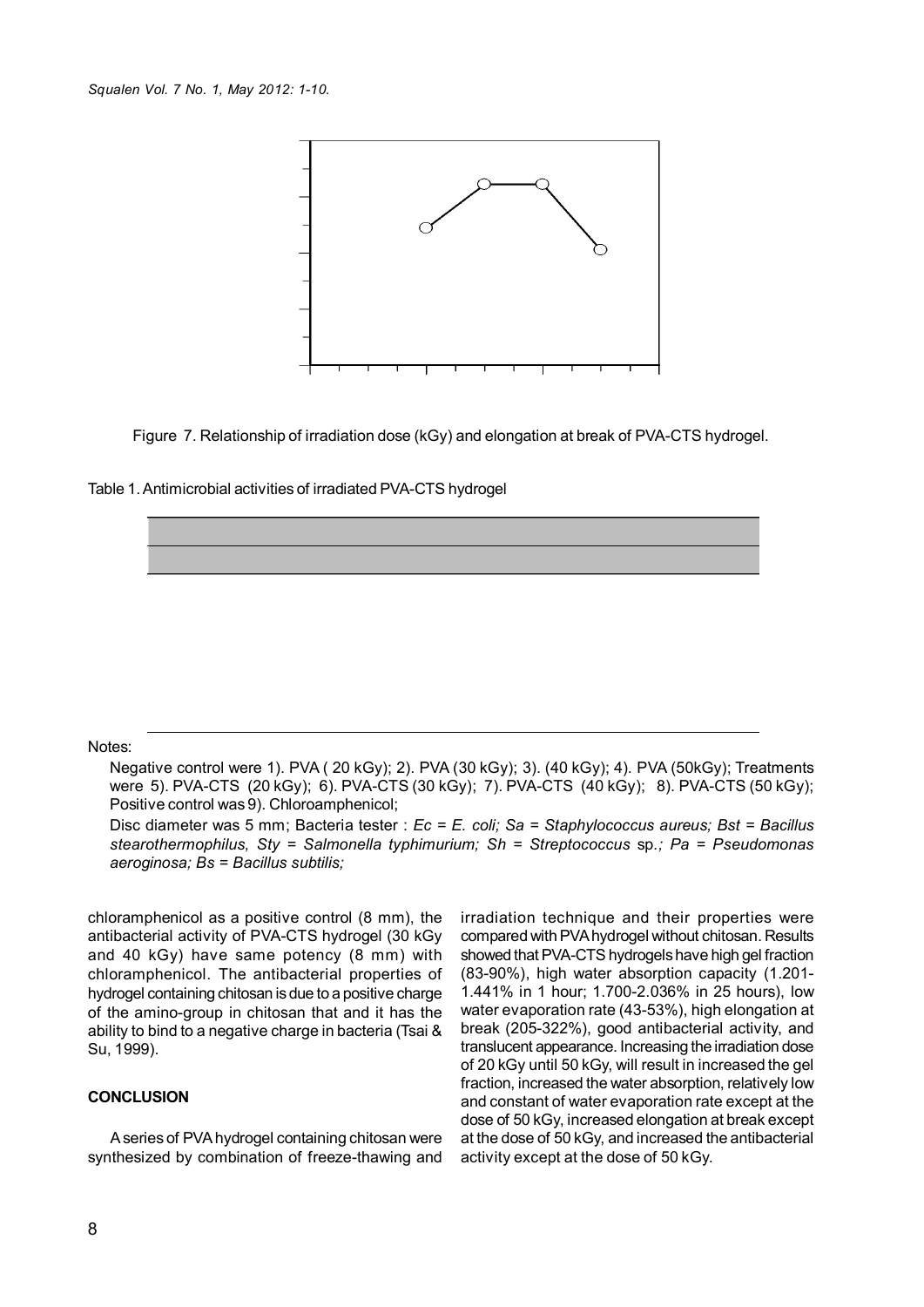Figure 7. Relationship of irradiation dose (kGy) and elongation at break of PVA-CTS hydrogel.

Table 1. Antimicrobial activities of irradiated PVA-CTS hydrogel

Notes:

Negative control were 1). PVA ( 20 kGy); 2). PVA (30 kGy); 3). (40 kGy); 4). PVA (50kGy); Treatments were 5). PVA-CTS (20 kGy); 6). PVA-CTS (30 kGy); 7). PVA-CTS (40 kGy); 8). PVA-CTS (50 kGy); Positive control was 9). Chloroamphenicol;

Disc diameter was 5 mm; Bacteria tester : *Ec = E. coli; Sa = Staphylococcus aureus; Bst = Bacillus stearothermophilus, Sty = Salmonella typhimurium; Sh = Streptococcus* sp.*; Pa = Pseudomonas aeroginosa; Bs = Bacillus subtilis;*

chloramphenicol as a positive control (8 mm), the antibacterial activity of PVA-CTS hydrogel (30 kGy and 40 kGy) have same potency (8 mm) with chloramphenicol. The antibacterial properties of hydrogel containing chitosan is due to a positive charge of the amino-group in chitosan that and it has the ability to bind to a negative charge in bacteria (Tsai & Su, 1999).

## CONCLUSION

A series of PVA hydrogel containing chitosan were synthesized by combination of freeze-thawing and irradiation technique and their properties were compared with PVA hydrogel without chitosan. Results showed that PVA-CTS hydrogels have high gel fraction (83-90%), high water absorption capacity (1.201-1.441% in 1 hour; 1.700-2.036% in 25 hours), low water evaporation rate (43-53%), high elongation at break (205-322%), good antibacterial activity, and translucent appearance. Increasing the irradiation dose of 20 kGy until 50 kGy, will result in increased the gel fraction, increased the water absorption, relatively low and constant of water evaporation rate except at the dose of 50 kGy, increased elongation at break except at the dose of 50 kGy, and increased the antibacterial activity except at the dose of 50 kGy.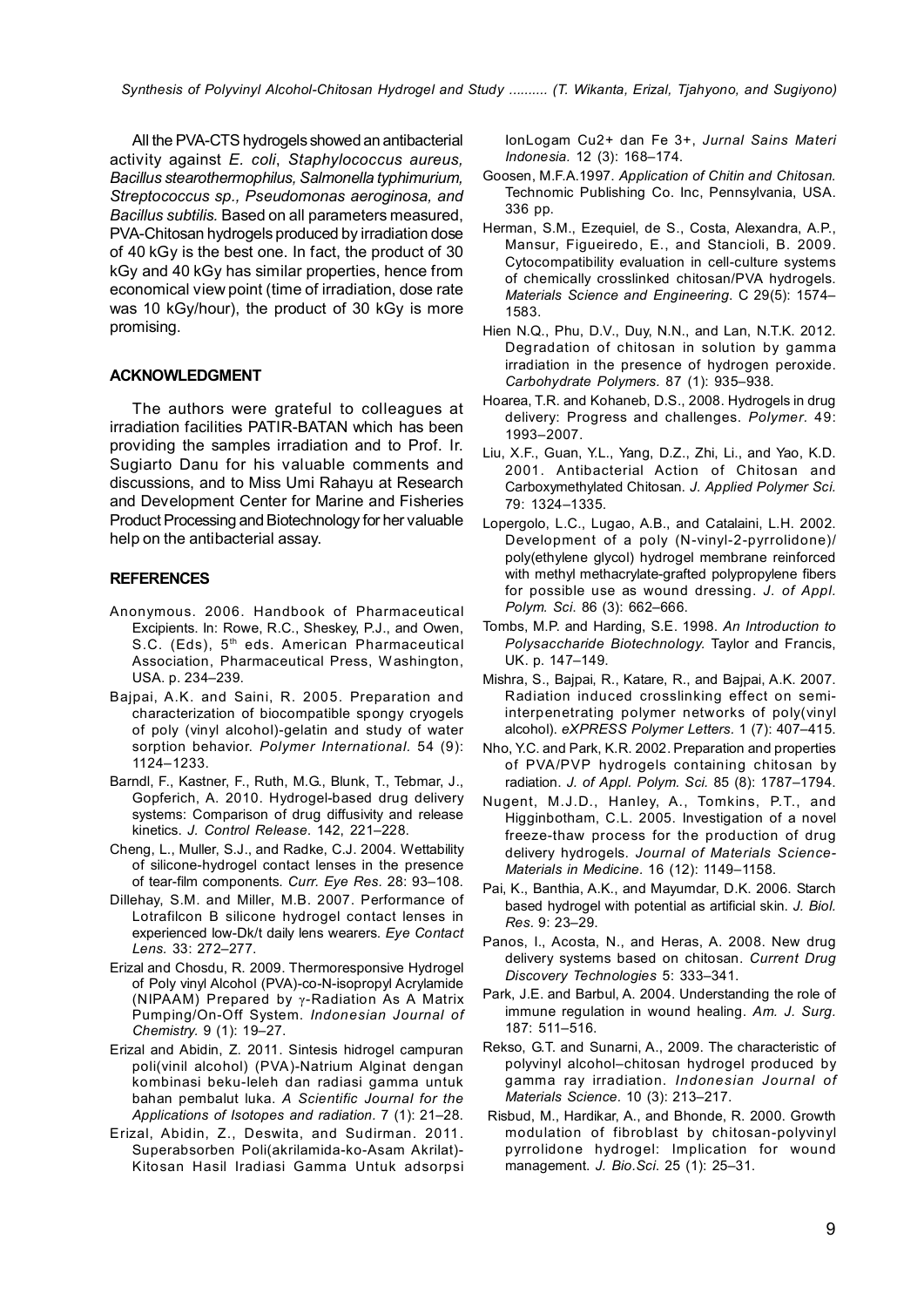All the PVA-CTS hydrogels showed an antibacterial activity against *E. coli*, *Staphylococcus aureus, Bacillus stearothermophilus, Salmonella typhimurium, Streptococcus sp., Pseudomonas aeroginosa, and Bacillus subtilis.* Based on all parameters measured, PVA-Chitosan hydrogels produced by irradiation dose of 40 kGy is the best one. In fact, the product of 30 kGy and 40 kGy has similar properties, hence from economical view point (time of irradiation, dose rate was 10 kGy/hour), the product of 30 kGy is more promising.

## ACKNOWLEDGMENT

The authors were grateful to colleagues at irradiation facilities PATIR-BATAN which has been providing the samples irradiation and to Prof. Ir. Sugiarto Danu for his valuable comments and discussions, and to Miss Umi Rahayu at Research and Development Center for Marine and Fisheries Product Processing and Biotechnology for her valuable help on the antibacterial assay.

## REFERENCES

Anonymous. 2006. Handbook of Pharmaceutical Excipients. In: Rowe, R.C., Sheskey, P.J., and Owen, S.C. (Eds), 5th eds. American Pharmaceutical Association, Pharmaceutical Press, Washington, USA. p. 234–239.

Bajpai, A.K. and Saini, R. 2005. Preparation and characterization of biocompatible spongy cryogels of poly (vinyl alcohol)-gelatin and study of water sorption behavior. *Polymer International*. 54 (9): 1124–1233.

Barndl, F., Kastner, F., Ruth, M.G., Blunk, T., Tebmar, J., Gopferich, A. 2010. Hydrogel-based drug delivery systems: Comparison of drug diffusivity and release kinetics. *J. Control Release*. 142, 221–228.

Cheng, L., Muller, S.J., and Radke, C.J. 2004. Wettability of silicone-hydrogel contact lenses in the presence of tear-film components. *Curr. Eye Res.* 28: 93–108.

Dillehay, S.M. and Miller, M.B. 2007. Performance of Lotrafilcon B silicone hydrogel contact lenses in experienced low-Dk/t daily lens wearers. *Eye Contact Lens.* 33: 272–277.

Erizal and Chosdu, R. 2009. Thermoresponsive Hydrogel of Poly vinyl Alcohol (PVA)-co-N-isopropyl Acrylamide (NIPAAM) Prepared by $\gamma$-Radiation As A Matrix Pumping/On-Off System. *Indonesian Journal of Chemistry.* 9 (1): 19–27.

Erizal and Abidin, Z. 2011. Sintesis hidrogel campuran poli(vinil alcohol) (PVA)-Natrium Alginat dengan kombinasi beku-leleh dan radiasi gamma untuk bahan pembalut luka. *A Scientific Journal for the Applications of Isotopes and radiation.* 7 (1): 21–28.

Erizal, Abidin, Z., Deswita, and Sudirman. 2011. Superabsorben Poli(akrilamida-ko-Asam Akrilat)-Kitosan Hasil Iradiasi Gamma Untuk adsorpsi IonLogam Cu2+ dan Fe 3+, *Jurnal Sains Materi Indonesia.* 12 (3): 168–174.

Goosen, M.F.A.1997. *Application of Chitin and Chitosan.* Technomic Publishing Co. Inc, Pennsylvania, USA. 336 pp.

Herman, S.M., Ezequiel, de S., Costa, Alexandra, A.P., Mansur, Figueiredo, E., and Stancioli, B. 2009. Cytocompatibility evaluation in cell-culture systems of chemically crosslinked chitosan/PVA hydrogels. *Materials Science and Engineering.* C 29(5): 1574–1583.

Hien N.Q., Phu, D.V., Duy, N.N., and Lan, N.T.K. 2012. Degradation of chitosan in solution by gamma irradiation in the presence of hydrogen peroxide. *Carbohydrate Polymers.* 87 (1): 935–938.

Hoarea, T.R. and Kohaneb, D.S., 2008. Hydrogels in drug delivery: Progress and challenges. *Polymer*. 49: 1993–2007.

Liu, X.F., Guan, Y.L., Yang, D.Z., Zhi, Li., and Yao, K.D. 2001. Antibacterial Action of Chitosan and Carboxymethylated Chitosan. *J. Applied Polymer Sci.* 79: 1324–1335.

Lopergolo, L.C., Lugao, A.B., and Catalaini, L.H. 2002. Development of a poly (N-vinyl-2-pyrrolidone)/ poly(ethylene glycol) hydrogel membrane reinforced with methyl methacrylate-grafted polypropylene fibers for possible use as wound dressing. *J. of Appl. Polym. Sci.* 86 (3): 662–666.

Tombs, M.P. and Harding, S.E. 1998. *An Introduction to Polysaccharide Biotechnology.* Taylor and Francis, UK. p. 147–149.

Mishra, S., Bajpai, R., Katare, R., and Bajpai, A.K. 2007. Radiation induced crosslinking effect on semi-interpenetrating polymer networks of poly(vinyl alcohol). *eXPRESS Polymer Letters.* 1 (7): 407–415.

Nho, Y.C. and Park, K.R. 2002. Preparation and properties of PVA/PVP hydrogels containing chitosan by radiation. *J. of Appl. Polym. Sci.* 85 (8): 1787–1794.

Nugent, M.J.D., Hanley, A., Tomkins, P.T., and Higginbotham, C.L. 2005. Investigation of a novel freeze-thaw process for the production of drug delivery hydrogels. *Journal of Materials Science-Materials in Medicine.* 16 (12): 1149–1158.

Pai, K., Banthia, A.K., and Mayumdar, D.K. 2006. Starch based hydrogel with potential as artificial skin. *J. Biol. Res.* 9: 23–29.

Panos, I., Acosta, N., and Heras, A. 2008. New drug delivery systems based on chitosan. *Current Drug Discovery Technologies* 5: 333–341.

Park, J.E. and Barbul, A. 2004. Understanding the role of immune regulation in wound healing. *Am. J. Surg.* 187: 511–516.

Rekso, G.T. and Sunarni, A., 2009. The characteristic of polyvinyl alcohol–chitosan hydrogel produced by gamma ray irradiation. *Indonesian Journal of Materials Science.* 10 (3): 213–217.

Risbud, M., Hardikar, A., and Bhonde, R. 2000. Growth modulation of fibroblast by chitosan-polyvinyl pyrrolidone hydrogel: Implication for wound management. *J. Bio.Sci.* 25 (1): 25–31.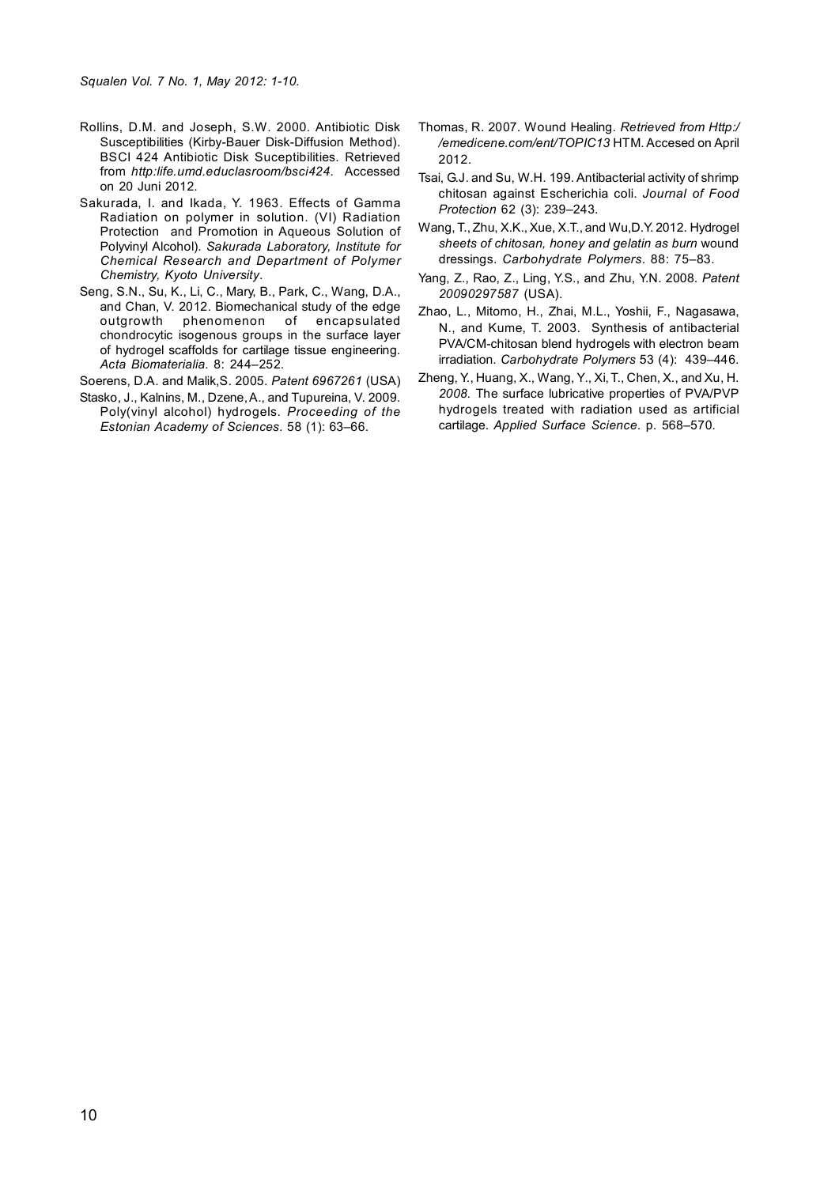Rollins, D.M. and Joseph, S.W. 2000. Antibiotic Disk Susceptibilities (Kirby-Bauer Disk-Diffusion Method). BSCI 424 Antibiotic Disk Suceptibilities. Retrieved from *http:life.umd.educlasroom/bsci424*. Accessed on 20 Juni 2012.

Sakurada, I. and Ikada, Y. 1963. Effects of Gamma Radiation on polymer in solution. (VI) Radiation Protection and Promotion in Aqueous Solution of Polyvinyl Alcohol). *Sakurada Laboratory, Institute for Chemical Research and Department of Polymer Chemistry, Kyoto University*.

Seng, S.N., Su, K., Li, C., Mary, B., Park, C., Wang, D.A., and Chan, V. 2012. Biomechanical study of the edge outgrowth phenomenon of encapsulated chondrocytic isogenous groups in the surface layer of hydrogel scaffolds for cartilage tissue engineering. *Acta Biomaterialia.* 8: 244–252.

Soerens, D.A. and Malik,S. 2005. *Patent 6967261* (USA)

Stasko, J., Kalnins, M., Dzene, A., and Tupureina, V. 2009. Poly(vinyl alcohol) hydrogels. *Proceeding of the Estonian Academy of Sciences*. 58 (1): 63–66.

Thomas, R. 2007. Wound Healing. *Retrieved from Http://emedicene.com/ent/TOPIC13* HTM. Accesed on April 2012.

Tsai, G.J. and Su, W.H. 199. Antibacterial activity of shrimp chitosan against Escherichia coli. *Journal of Food Protection* 62 (3): 239–243.

Wang, T., Zhu, X.K., Xue, X.T., and Wu,D.Y. 2012. Hydrogel *sheets of chitosan, honey and gelatin as burn* wound dressings. *Carbohydrate Polymers*. 88: 75–83.

Yang, Z., Rao, Z., Ling, Y.S., and Zhu, Y.N. 2008. *Patent 20090297587* (USA).

Zhao, L., Mitomo, H., Zhai, M.L., Yoshii, F., Nagasawa, N., and Kume, T. 2003. Synthesis of antibacterial PVA/CM-chitosan blend hydrogels with electron beam irradiation. *Carbohydrate Polymers* 53 (4): 439–446.

Zheng, Y., Huang, X., Wang, Y., Xi, T., Chen, X., and Xu, H. *2008*. The surface lubricative properties of PVA/PVP hydrogels treated with radiation used as artificial cartilage. *Applied Surface Science*. p. 568–570.